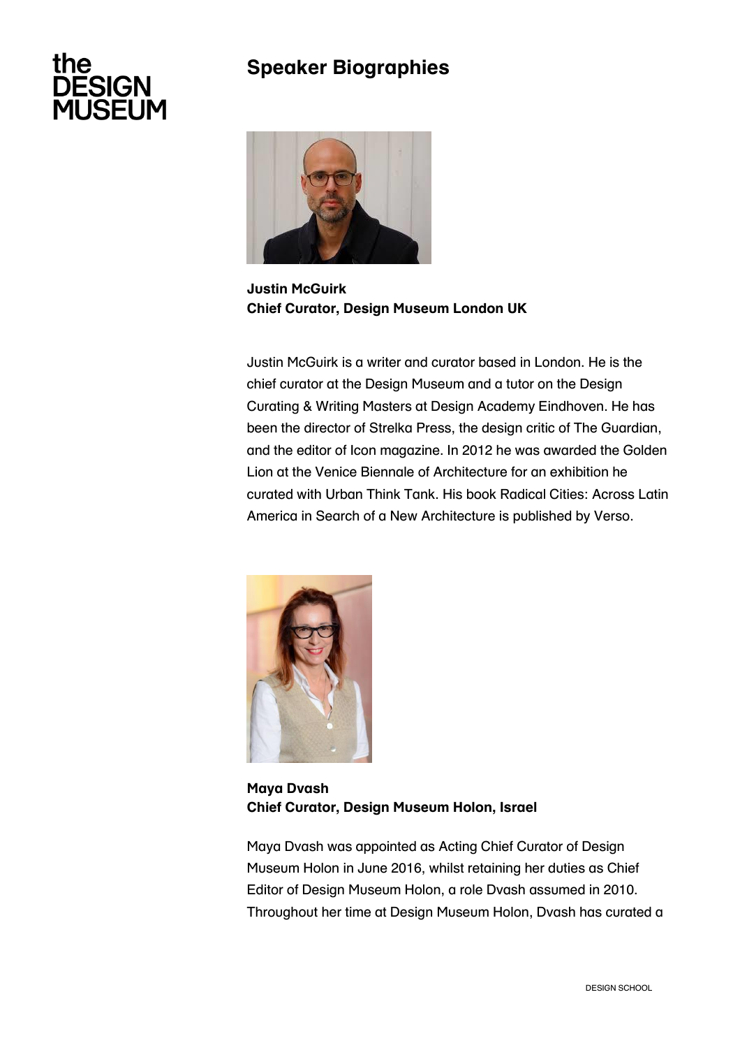# Speaker Biographies

**Justin McGuirk**
**Chief Curator, Design Museum London UK**

Justin McGuirk is a writer and curator based in London. He is the chief curator at the Design Museum and a tutor on the Design Curating & Writing Masters at Design Academy Eindhoven. He has been the director of Strelka Press, the design critic of The Guardian, and the editor of Icon magazine. In 2012 he was awarded the Golden Lion at the Venice Biennale of Architecture for an exhibition he curated with Urban Think Tank. His book Radical Cities: Across Latin America in Search of a New Architecture is published by Verso.

**Maya Dvash**
**Chief Curator, Design Museum Holon, Israel**

Maya Dvash was appointed as Acting Chief Curator of Design Museum Holon in June 2016, whilst retaining her duties as Chief Editor of Design Museum Holon, a role Dvash assumed in 2010. Throughout her time at Design Museum Holon, Dvash has curated a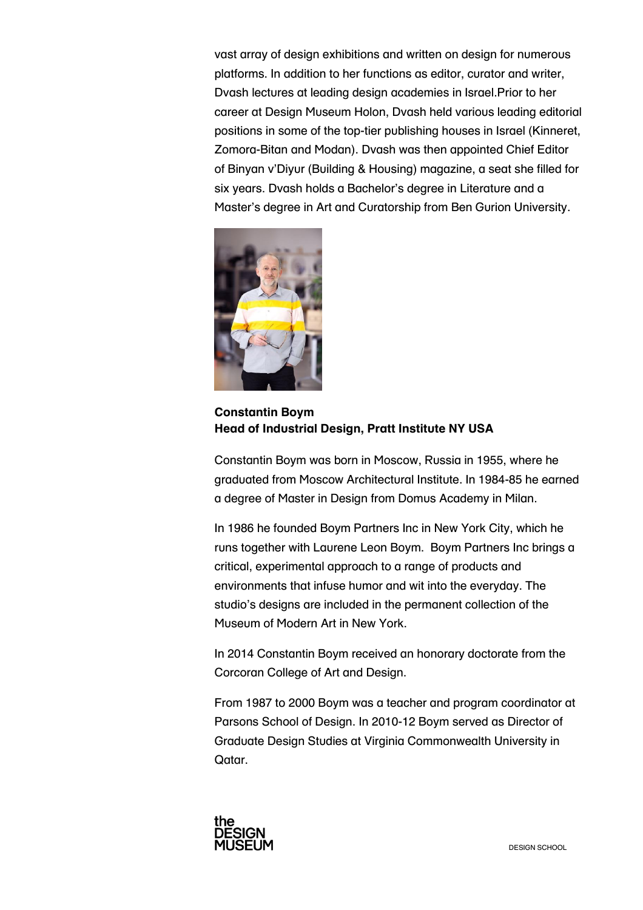vast array of design exhibitions and written on design for numerous platforms. In addition to her functions as editor, curator and writer, Dvash lectures at leading design academies in Israel.Prior to her career at Design Museum Holon, Dvash held various leading editorial positions in some of the top-tier publishing houses in Israel (Kinneret, Zomora-Bitan and Modan). Dvash was then appointed Chief Editor of Binyan v'Diyur (Building & Housing) magazine, a seat she filled for six years. Dvash holds a Bachelor's degree in Literature and a Master's degree in Art and Curatorship from Ben Gurion University.

**Constantin Boym**
**Head of Industrial Design, Pratt Institute NY USA**

Constantin Boym was born in Moscow, Russia in 1955, where he graduated from Moscow Architectural Institute. In 1984-85 he earned a degree of Master in Design from Domus Academy in Milan.

In 1986 he founded Boym Partners Inc in New York City, which he runs together with Laurene Leon Boym. Boym Partners Inc brings a critical, experimental approach to a range of products and environments that infuse humor and wit into the everyday. The studio's designs are included in the permanent collection of the Museum of Modern Art in New York.

In 2014 Constantin Boym received an honorary doctorate from the Corcoran College of Art and Design.

From 1987 to 2000 Boym was a teacher and program coordinator at Parsons School of Design. In 2010-12 Boym served as Director of Graduate Design Studies at Virginia Commonwealth University in Qatar.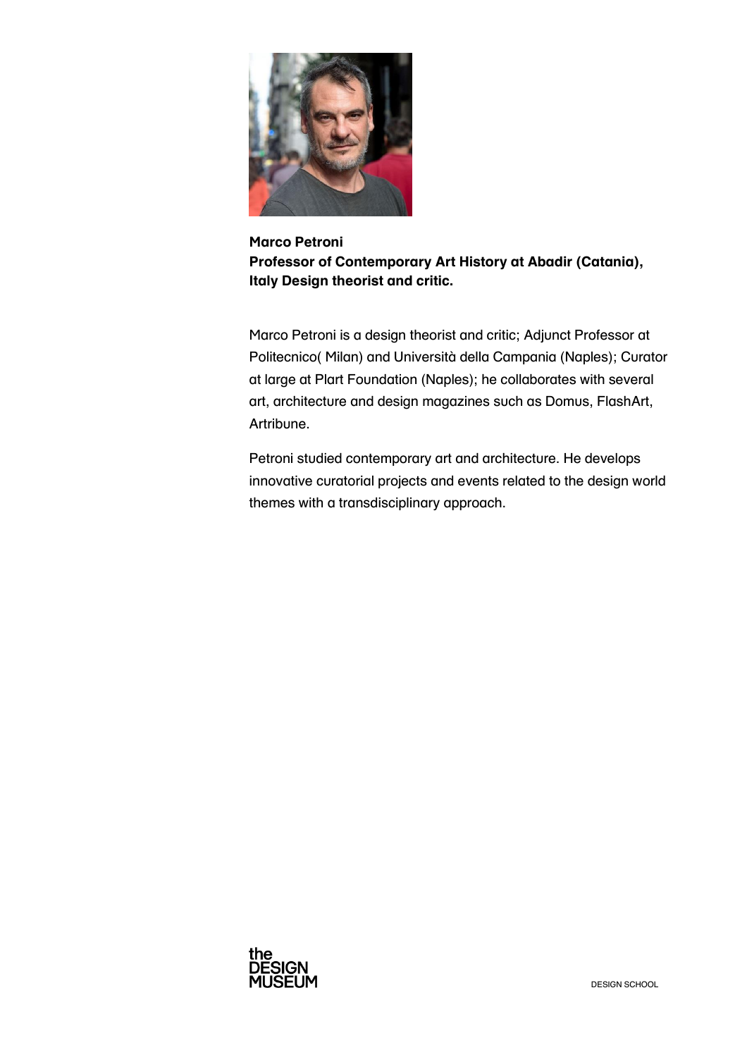**Marco Petroni**
**Professor of Contemporary Art History at Abadir (Catania), Italy Design theorist and critic.**

Marco Petroni is a design theorist and critic; Adjunct Professor at Politecnico( Milan) and Università della Campania (Naples); Curator at large at Plart Foundation (Naples); he collaborates with several art, architecture and design magazines such as Domus, FlashArt, Artribune.

Petroni studied contemporary art and architecture. He develops innovative curatorial projects and events related to the design world themes with a transdisciplinary approach.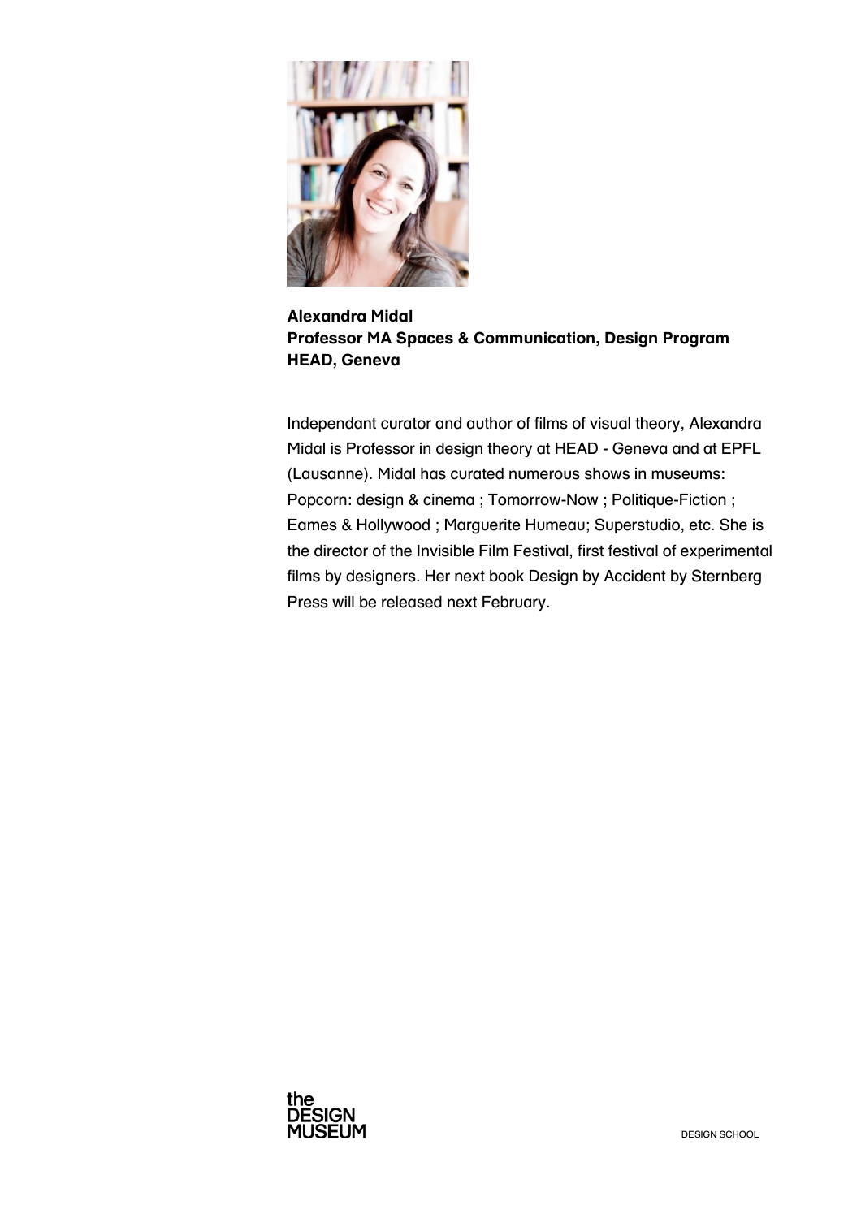**Alexandra Midal**
**Professor MA Spaces & Communication, Design Program**
**HEAD, Geneva**

Independant curator and author of films of visual theory, Alexandra Midal is Professor in design theory at HEAD - Geneva and at EPFL (Lausanne). Midal has curated numerous shows in museums: Popcorn: design & cinema ; Tomorrow-Now ; Politique-Fiction ; Eames & Hollywood ; Marguerite Humeau; Superstudio, etc. She is the director of the Invisible Film Festival, first festival of experimental films by designers. Her next book Design by Accident by Sternberg Press will be released next February.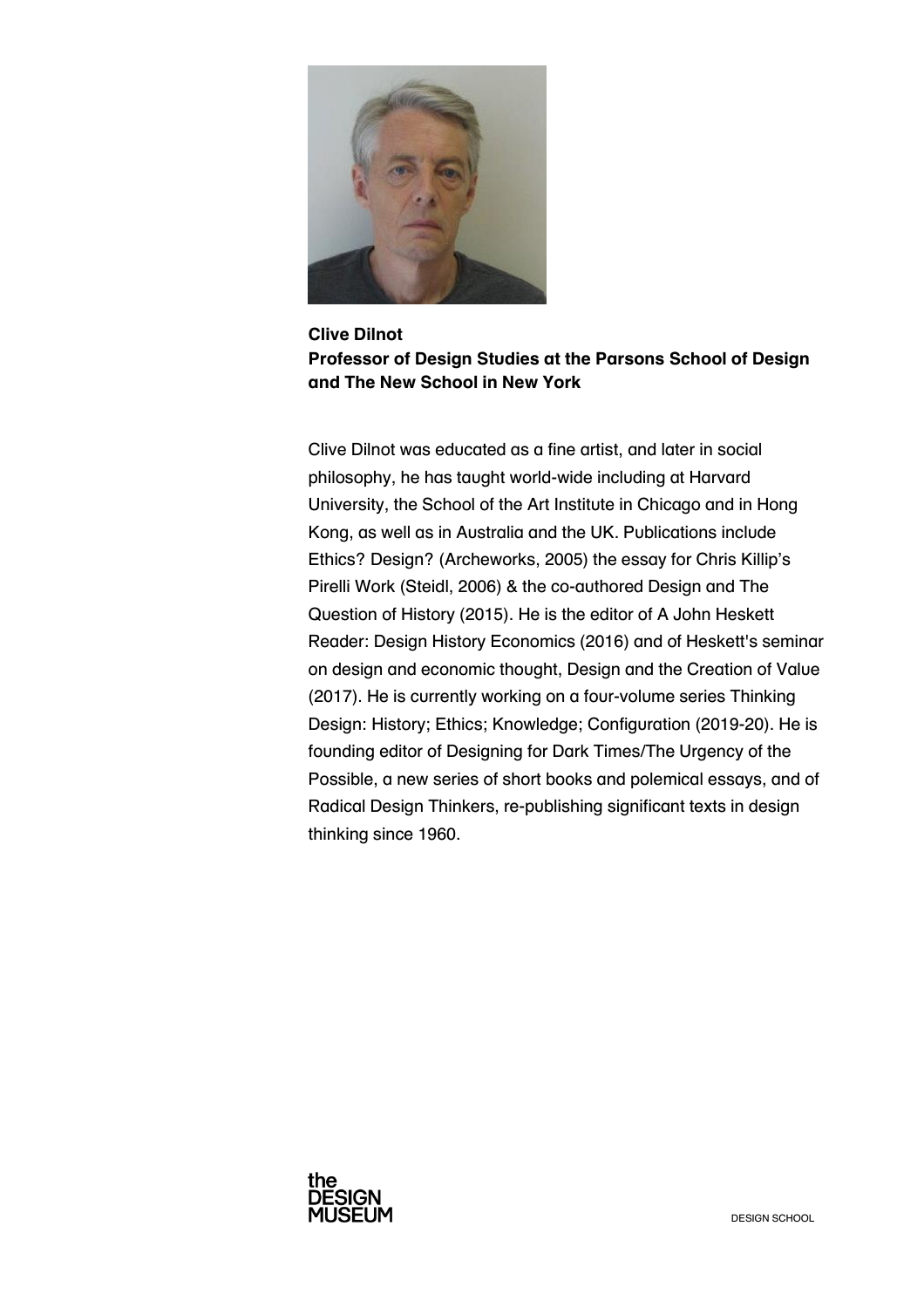**Clive Dilnot**
**Professor of Design Studies at the Parsons School of Design and The New School in New York**

Clive Dilnot was educated as a fine artist, and later in social philosophy, he has taught world-wide including at Harvard University, the School of the Art Institute in Chicago and in Hong Kong, as well as in Australia and the UK. Publications include Ethics? Design? (Archeworks, 2005) the essay for Chris Killip's Pirelli Work (Steidl, 2006) & the co-authored Design and The Question of History (2015). He is the editor of A John Heskett Reader: Design History Economics (2016) and of Heskett's seminar on design and economic thought, Design and the Creation of Value (2017). He is currently working on a four-volume series Thinking Design: History; Ethics; Knowledge; Configuration (2019-20). He is founding editor of Designing for Dark Times/The Urgency of the Possible, a new series of short books and polemical essays, and of Radical Design Thinkers, re-publishing significant texts in design thinking since 1960.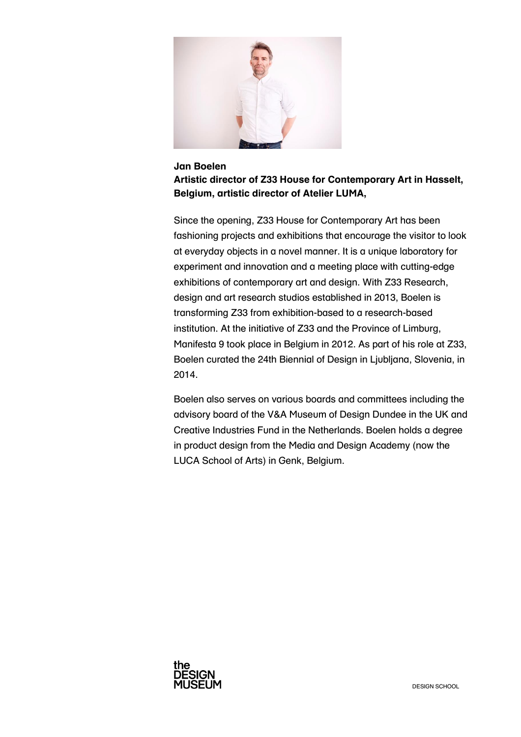**Jan Boelen**
**Artistic director of Z33 House for Contemporary Art in Hasselt, Belgium, artistic director of Atelier LUMA,**

Since the opening, Z33 House for Contemporary Art has been fashioning projects and exhibitions that encourage the visitor to look at everyday objects in a novel manner. It is a unique laboratory for experiment and innovation and a meeting place with cutting-edge exhibitions of contemporary art and design. With Z33 Research, design and art research studios established in 2013, Boelen is transforming Z33 from exhibition-based to a research-based institution. At the initiative of Z33 and the Province of Limburg, Manifesta 9 took place in Belgium in 2012. As part of his role at Z33, Boelen curated the 24th Biennial of Design in Ljubljana, Slovenia, in 2014.

Boelen also serves on various boards and committees including the advisory board of the V&A Museum of Design Dundee in the UK and Creative Industries Fund in the Netherlands. Boelen holds a degree in product design from the Media and Design Academy (now the LUCA School of Arts) in Genk, Belgium.